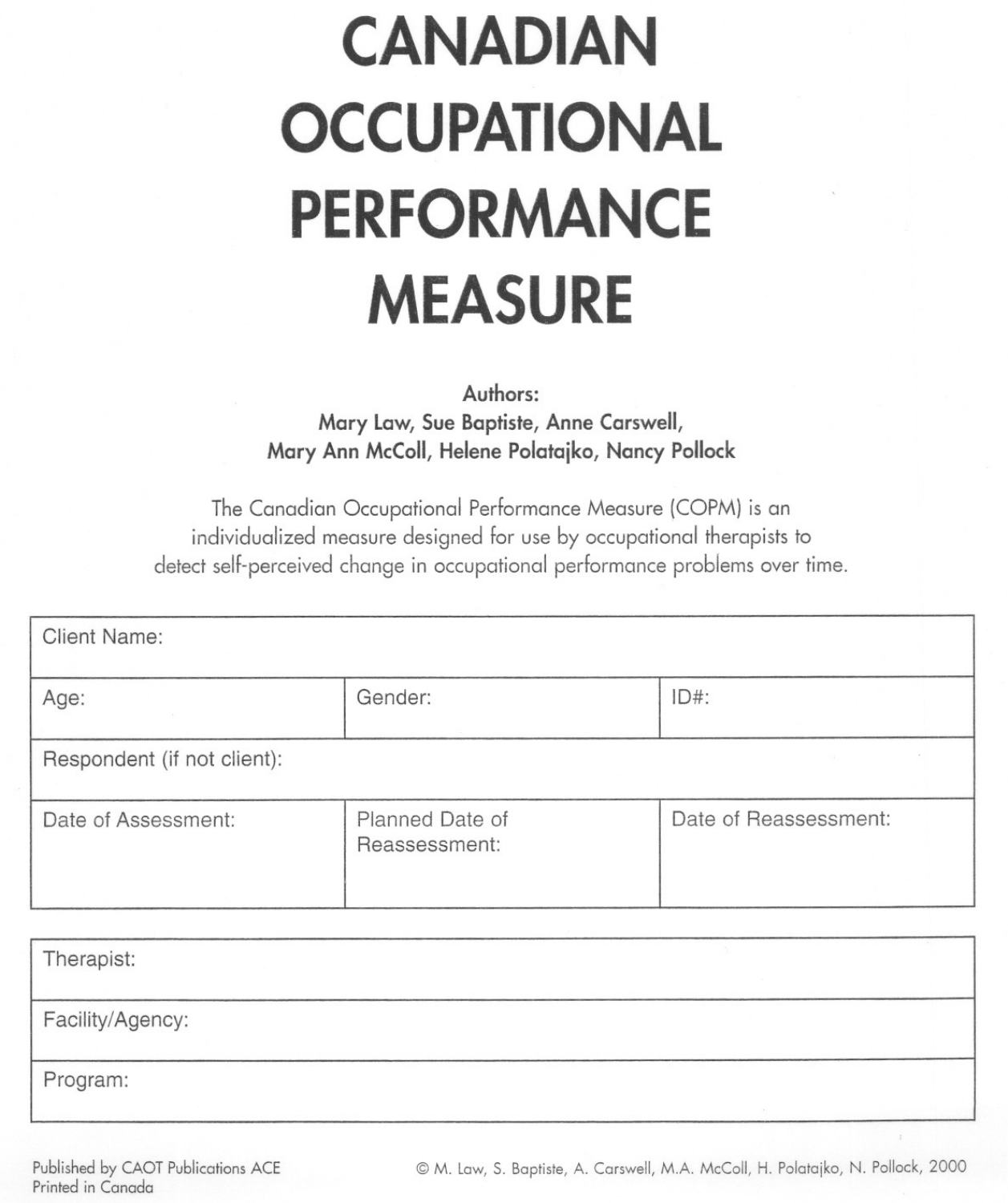# CANADIAN OCCUPATIONAL PERFORMANCE MEASURE

**Authors:**
**Mary Law, Sue Baptiste, Anne Carswell, Mary Ann McColl, Helene Polatajko, Nancy Pollock**

The Canadian Occupational Performance Measure (COPM) is an individualized measure designed for use by occupational therapists to detect self-perceived change in occupational performance problems over time.

| Client Name: | | |
|---|---|---|
| Age: | Gender: | ID#: |
| Respondent (if not client): | | |
| Date of Assessment: | Planned Date of Reassessment: | Date of Reassessment: |

| Therapist: |
|---|
| Facility/Agency: |
| Program: |

Published by CAOT Publications ACE
Printed in Canada

© M. Law, S. Baptiste, A. Carswell, M.A. McColl, H. Polatajko, N. Pollock, 2000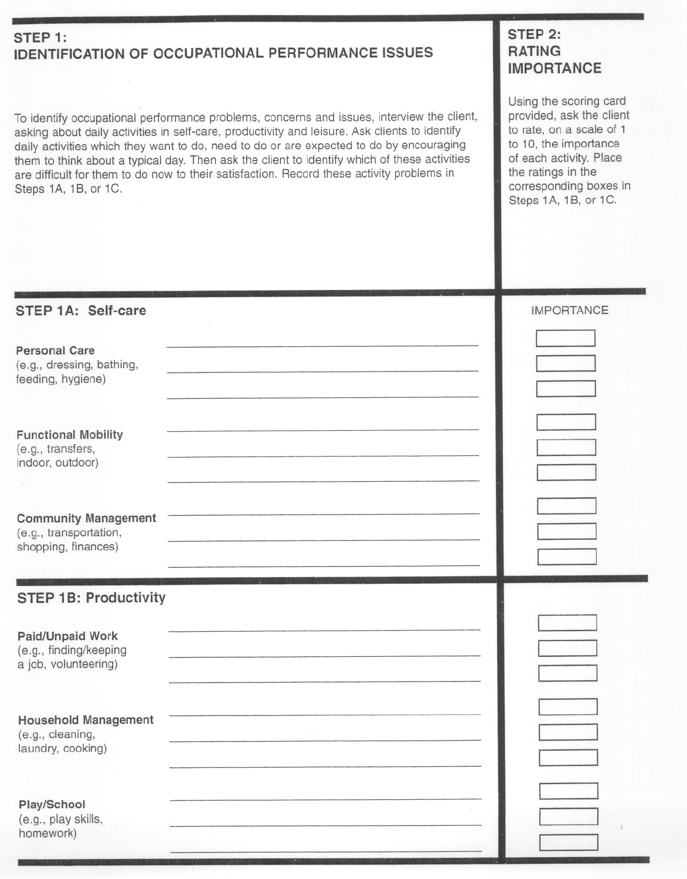## STEP 1: IDENTIFICATION OF OCCUPATIONAL PERFORMANCE ISSUES

To identify occupational performance problems, concerns and issues, interview the client, asking about daily activities in self-care, productivity and leisure. Ask clients to identify daily activities which they want to do, need to do or are expected to do by encouraging them to think about a typical day. Then ask the client to identify which of these activities are difficult for them to do now to their satisfaction. Record these activity problems in Steps 1A, 1B, or 1C.

## STEP 2: RATING IMPORTANCE

Using the scoring card provided, ask the client to rate, on a scale of 1 to 10, the importance of each activity. Place the ratings in the corresponding boxes in Steps 1A, 1B, or 1C.

### STEP 1A: Self-care

| | | IMPORTANCE |
|---|---|---|
| **Personal Care** (e.g., dressing, bathing, feeding, hygiene) | | |
| | | |
| | | |
| **Functional Mobility** (e.g., transfers, indoor, outdoor) | | |
| | | |
| | | |
| **Community Management** (e.g., transportation, shopping, finances) | | |
| | | |
| | | |

### STEP 1B: Productivity

| | | IMPORTANCE |
|---|---|---|
| **Paid/Unpaid Work** (e.g., finding/keeping a job, volunteering) | | |
| | | |
| | | |
| **Household Management** (e.g., cleaning, laundry, cooking) | | |
| | | |
| | | |
| **Play/School** (e.g., play skills, homework) | | |
| | | |
| | | |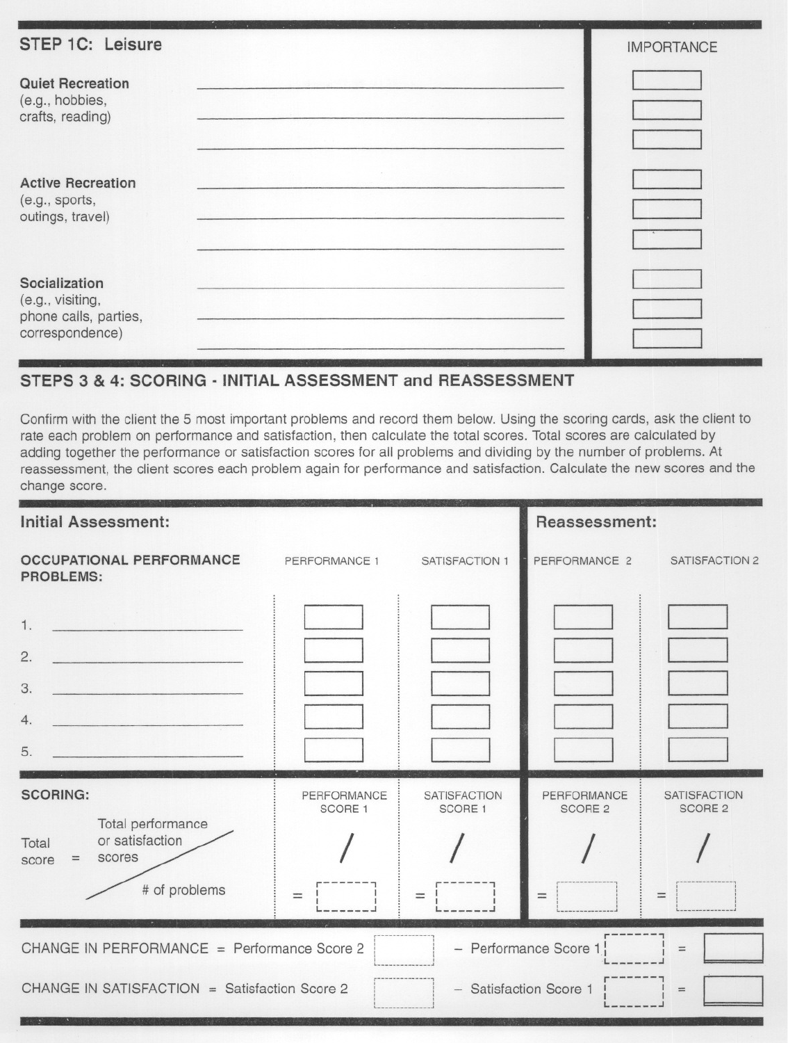## STEP 1C: Leisure

| | | IMPORTANCE |
|---|---|---|
| **Quiet Recreation** (e.g., hobbies, crafts, reading) | ____________________ | ☐ |
| | ____________________ | ☐ |
| | ____________________ | ☐ |
| **Active Recreation** (e.g., sports, outings, travel) | ____________________ | ☐ |
| | ____________________ | ☐ |
| | ____________________ | ☐ |
| **Socialization** (e.g., visiting, phone calls, parties, correspondence) | ____________________ | ☐ |
| | ____________________ | ☐ |
| | ____________________ | ☐ |

## STEPS 3 & 4: SCORING - INITIAL ASSESSMENT and REASSESSMENT

Confirm with the client the 5 most important problems and record them below. Using the scoring cards, ask the client to rate each problem on performance and satisfaction, then calculate the total scores. Total scores are calculated by adding together the performance or satisfaction scores for all problems and dividing by the number of problems. At reassessment, the client scores each problem again for performance and satisfaction. Calculate the new scores and the change score.

| **Initial Assessment:** | | | **Reassessment:** | |
|---|---|---|---|---|
| **OCCUPATIONAL PERFORMANCE PROBLEMS:** | PERFORMANCE 1 | SATISFACTION 1 | PERFORMANCE 2 | SATISFACTION 2 |
| 1. ____________________ | ☐ | ☐ | ☐ | ☐ |
| 2. ____________________ | ☐ | ☐ | ☐ | ☐ |
| 3. ____________________ | ☐ | ☐ | ☐ | ☐ |
| 4. ____________________ | ☐ | ☐ | ☐ | ☐ |
| 5. ____________________ | ☐ | ☐ | ☐ | ☐ |
| **SCORING:** | PERFORMANCE SCORE 1 | SATISFACTION SCORE 1 | PERFORMANCE SCORE 2 | SATISFACTION SCORE 2 |
| Total score = Total performance or satisfaction scores / # of problems | / = ☐ | / = ☐ | / = ☐ | / = ☐ |

CHANGE IN PERFORMANCE = Performance Score 2 ☐ − Performance Score 1 ☐ = ☐

CHANGE IN SATISFACTION = Satisfaction Score 2 ☐ − Satisfaction Score 1 ☐ = ☐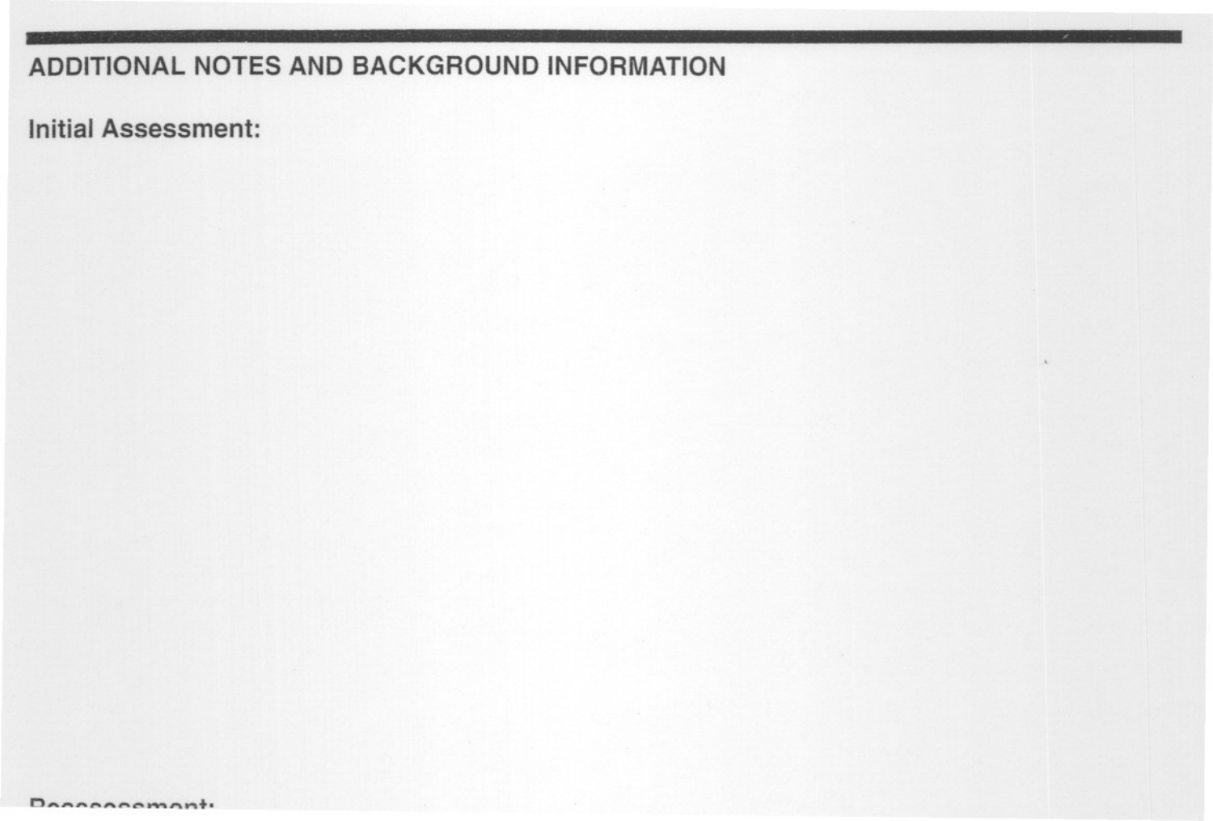## ADDITIONAL NOTES AND BACKGROUND INFORMATION

**Initial Assessment:**

**Reassessment:**